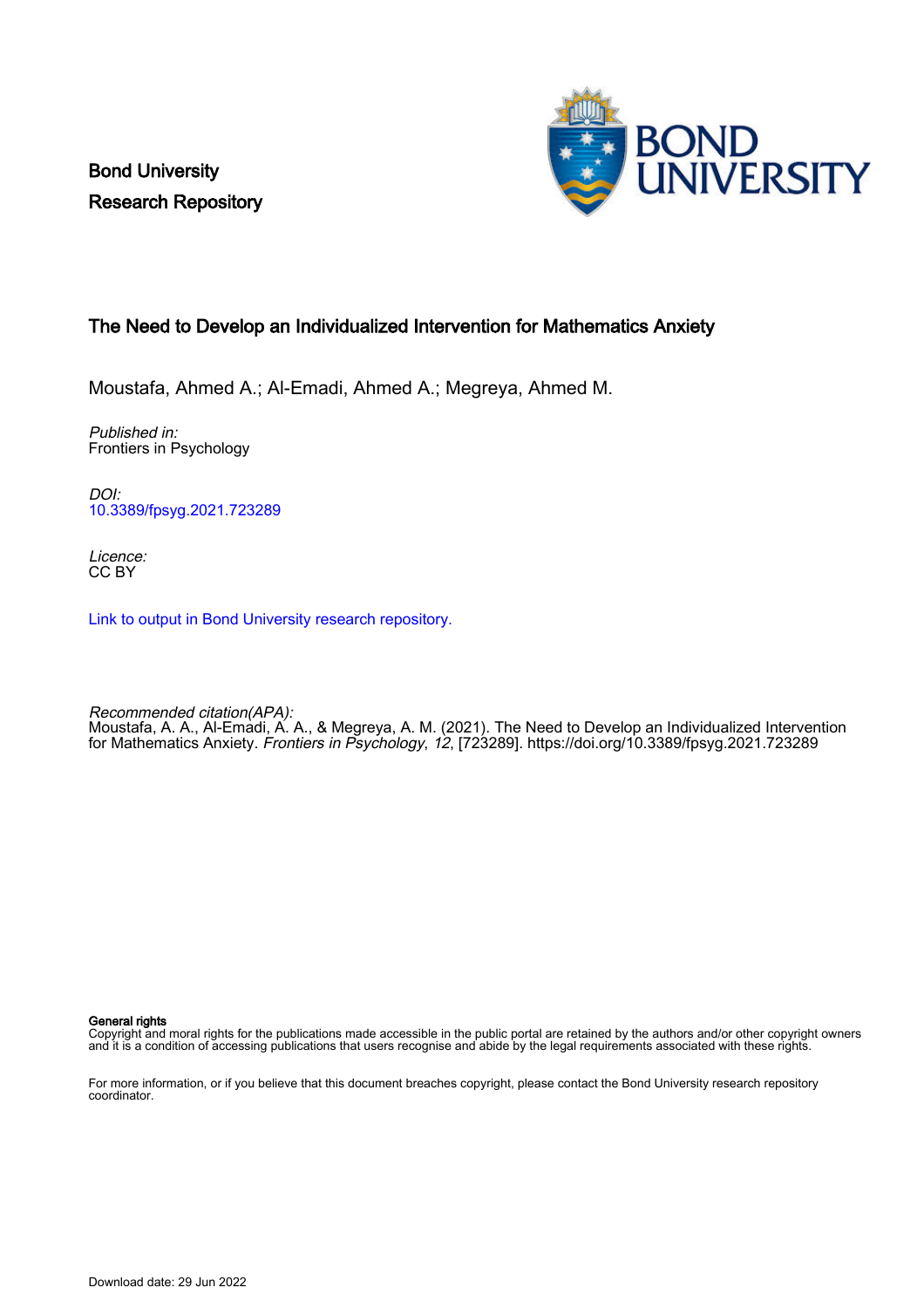Bond University
Research Repository

# The Need to Develop an Individualized Intervention for Mathematics Anxiety

Moustafa, Ahmed A.; Al-Emadi, Ahmed A.; Megreya, Ahmed M.

*Published in:*
Frontiers in Psychology

*DOI:*
10.3389/fpsyg.2021.723289

*Licence:*
CC BY

Link to output in Bond University research repository.

*Recommended citation(APA):*
Moustafa, A. A., Al-Emadi, A. A., & Megreya, A. M. (2021). The Need to Develop an Individualized Intervention for Mathematics Anxiety. *Frontiers in Psychology*, *12*, [723289]. https://doi.org/10.3389/fpsyg.2021.723289

**General rights**
Copyright and moral rights for the publications made accessible in the public portal are retained by the authors and/or other copyright owners and it is a condition of accessing publications that users recognise and abide by the legal requirements associated with these rights.

For more information, or if you believe that this document breaches copyright, please contact the Bond University research repository coordinator.

Download date: 29 Jun 2022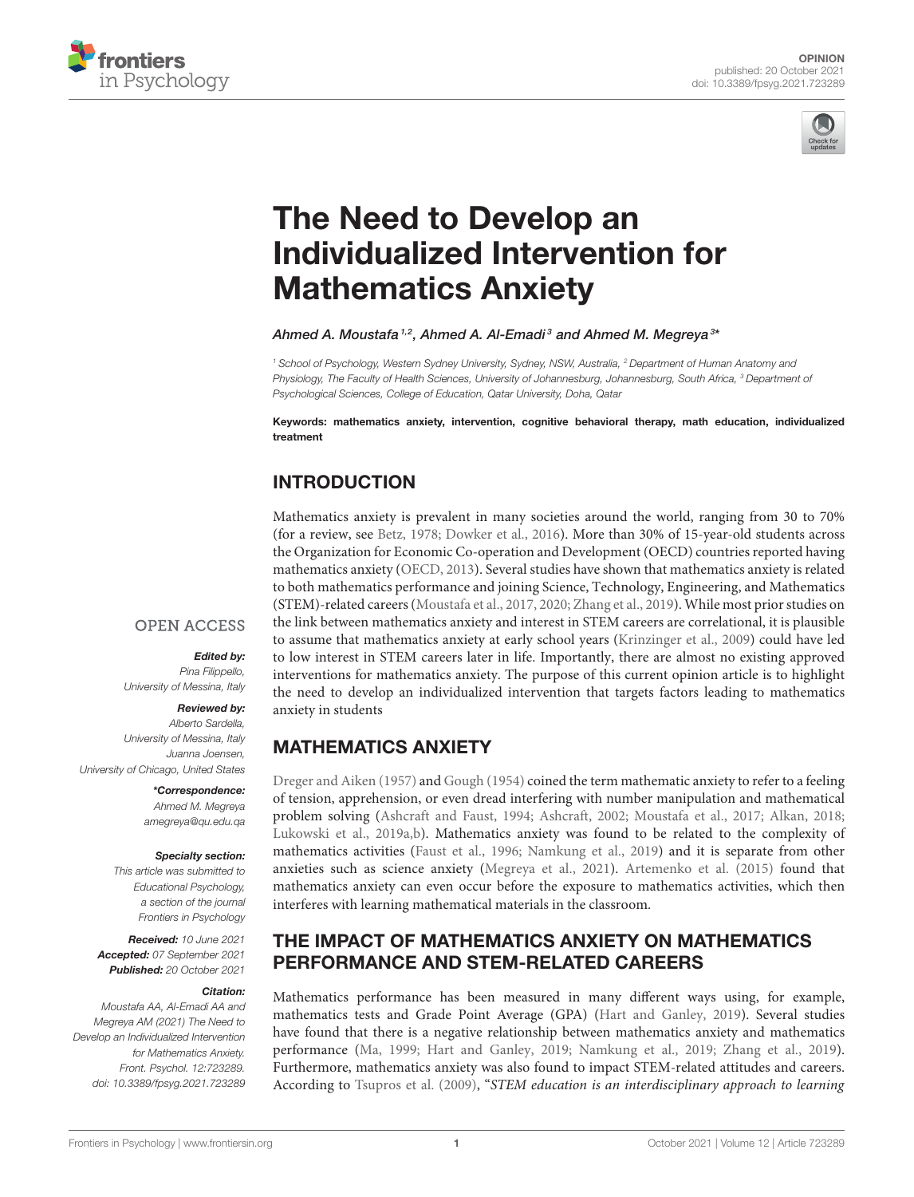# The Need to Develop an Individualized Intervention for Mathematics Anxiety

*Ahmed A. Moustafa[1,2], Ahmed A. Al-Emadi[3] and Ahmed M. Megreya[3]**

[1] School of Psychology, Western Sydney University, Sydney, NSW, Australia, [2] Department of Human Anatomy and Physiology, The Faculty of Health Sciences, University of Johannesburg, Johannesburg, South Africa, [3] Department of Psychological Sciences, College of Education, Qatar University, Doha, Qatar

**Keywords: mathematics anxiety, intervention, cognitive behavioral therapy, math education, individualized treatment**

OPEN ACCESS

***Edited by:***
*Pina Filippello,*
*University of Messina, Italy*

***Reviewed by:***
*Alberto Sardella,*
*University of Messina, Italy*
*Juanna Joensen,*
*University of Chicago, United States*

***\*Correspondence:***
*Ahmed M. Megreya*
*amegreya@qu.edu.qa*

***Specialty section:***
*This article was submitted to Educational Psychology, a section of the journal Frontiers in Psychology*

***Received:*** *10 June 2021*
***Accepted:*** *07 September 2021*
***Published:*** *20 October 2021*

***Citation:***
*Moustafa AA, Al-Emadi AA and Megreya AM (2021) The Need to Develop an Individualized Intervention for Mathematics Anxiety. Front. Psychol. 12:723289. doi: 10.3389/fpsyg.2021.723289*

## INTRODUCTION

Mathematics anxiety is prevalent in many societies around the world, ranging from 30 to 70% (for a review, see Betz, 1978; Dowker et al., 2016). More than 30% of 15-year-old students across the Organization for Economic Co-operation and Development (OECD) countries reported having mathematics anxiety (OECD, 2013). Several studies have shown that mathematics anxiety is related to both mathematics performance and joining Science, Technology, Engineering, and Mathematics (STEM)-related careers (Moustafa et al., 2017, 2020; Zhang et al., 2019). While most prior studies on the link between mathematics anxiety and interest in STEM careers are correlational, it is plausible to assume that mathematics anxiety at early school years (Krinzinger et al., 2009) could have led to low interest in STEM careers later in life. Importantly, there are almost no existing approved interventions for mathematics anxiety. The purpose of this current opinion article is to highlight the need to develop an individualized intervention that targets factors leading to mathematics anxiety in students

## MATHEMATICS ANXIETY

Dreger and Aiken (1957) and Gough (1954) coined the term mathematic anxiety to refer to a feeling of tension, apprehension, or even dread interfering with number manipulation and mathematical problem solving (Ashcraft and Faust, 1994; Ashcraft, 2002; Moustafa et al., 2017; Alkan, 2018; Lukowski et al., 2019a,b). Mathematics anxiety was found to be related to the complexity of mathematics activities (Faust et al., 1996; Namkung et al., 2019) and it is separate from other anxieties such as science anxiety (Megreya et al., 2021). Artemenko et al. (2015) found that mathematics anxiety can even occur before the exposure to mathematics activities, which then interferes with learning mathematical materials in the classroom.

## THE IMPACT OF MATHEMATICS ANXIETY ON MATHEMATICS PERFORMANCE AND STEM-RELATED CAREERS

Mathematics performance has been measured in many different ways using, for example, mathematics tests and Grade Point Average (GPA) (Hart and Ganley, 2019). Several studies have found that there is a negative relationship between mathematics anxiety and mathematics performance (Ma, 1999; Hart and Ganley, 2019; Namkung et al., 2019; Zhang et al., 2019). Furthermore, mathematics anxiety was also found to impact STEM-related attitudes and careers. According to Tsupros et al. (2009), "*STEM education is an interdisciplinary approach to learning*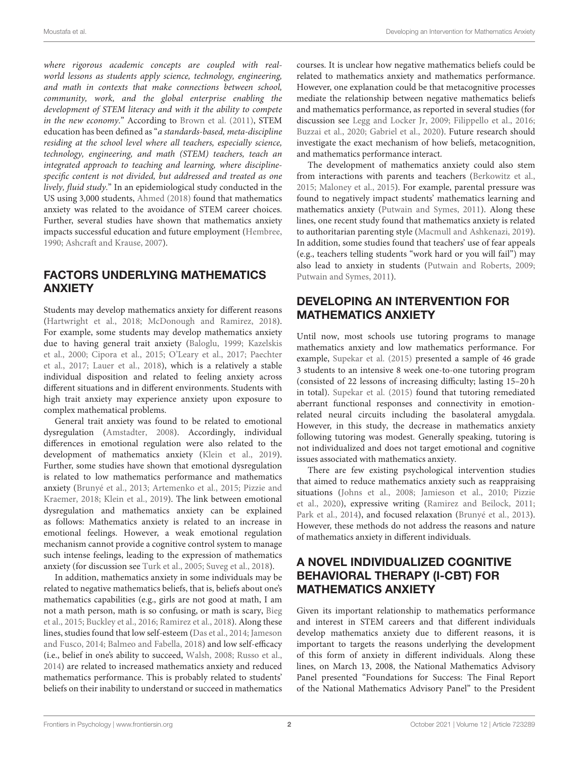*where rigorous academic concepts are coupled with real-world lessons as students apply science, technology, engineering, and math in contexts that make connections between school, community, work, and the global enterprise enabling the development of STEM literacy and with it the ability to compete in the new economy*." According to Brown et al. (2011), STEM education has been defined as "*a standards-based, meta-discipline residing at the school level where all teachers, especially science, technology, engineering, and math (STEM) teachers, teach an integrated approach to teaching and learning, where discipline-specific content is not divided, but addressed and treated as one lively, fluid study*." In an epidemiological study conducted in the US using 3,000 students, Ahmed (2018) found that mathematics anxiety was related to the avoidance of STEM career choices. Further, several studies have shown that mathematics anxiety impacts successful education and future employment (Hembree, 1990; Ashcraft and Krause, 2007).

## FACTORS UNDERLYING MATHEMATICS ANXIETY

Students may develop mathematics anxiety for different reasons (Hartwright et al., 2018; McDonough and Ramirez, 2018). For example, some students may develop mathematics anxiety due to having general trait anxiety (Baloglu, 1999; Kazelskis et al., 2000; Cipora et al., 2015; O'Leary et al., 2017; Paechter et al., 2017; Lauer et al., 2018), which is a relatively a stable individual disposition and related to feeling anxiety across different situations and in different environments. Students with high trait anxiety may experience anxiety upon exposure to complex mathematical problems.

General trait anxiety was found to be related to emotional dysregulation (Amstadter, 2008). Accordingly, individual differences in emotional regulation were also related to the development of mathematics anxiety (Klein et al., 2019). Further, some studies have shown that emotional dysregulation is related to low mathematics performance and mathematics anxiety (Brunyé et al., 2013; Artemenko et al., 2015; Pizzie and Kraemer, 2018; Klein et al., 2019). The link between emotional dysregulation and mathematics anxiety can be explained as follows: Mathematics anxiety is related to an increase in emotional feelings. However, a weak emotional regulation mechanism cannot provide a cognitive control system to manage such intense feelings, leading to the expression of mathematics anxiety (for discussion see Turk et al., 2005; Suveg et al., 2018).

In addition, mathematics anxiety in some individuals may be related to negative mathematics beliefs, that is, beliefs about one's mathematics capabilities (e.g., girls are not good at math, I am not a math person, math is so confusing, or math is scary, Bieg et al., 2015; Buckley et al., 2016; Ramirez et al., 2018). Along these lines, studies found that low self-esteem (Das et al., 2014; Jameson and Fusco, 2014; Balmeo and Fabella, 2018) and low self-efficacy (i.e., belief in one's ability to succeed, Walsh, 2008; Russo et al., 2014) are related to increased mathematics anxiety and reduced mathematics performance. This is probably related to students' beliefs on their inability to understand or succeed in mathematics courses. It is unclear how negative mathematics beliefs could be related to mathematics anxiety and mathematics performance. However, one explanation could be that metacognitive processes mediate the relationship between negative mathematics beliefs and mathematics performance, as reported in several studies (for discussion see Legg and Locker Jr, 2009; Filippello et al., 2016; Buzzai et al., 2020; Gabriel et al., 2020). Future research should investigate the exact mechanism of how beliefs, metacognition, and mathematics performance interact.

The development of mathematics anxiety could also stem from interactions with parents and teachers (Berkowitz et al., 2015; Maloney et al., 2015). For example, parental pressure was found to negatively impact students' mathematics learning and mathematics anxiety (Putwain and Symes, 2011). Along these lines, one recent study found that mathematics anxiety is related to authoritarian parenting style (Macmull and Ashkenazi, 2019). In addition, some studies found that teachers' use of fear appeals (e.g., teachers telling students "work hard or you will fail") may also lead to anxiety in students (Putwain and Roberts, 2009; Putwain and Symes, 2011).

## DEVELOPING AN INTERVENTION FOR MATHEMATICS ANXIETY

Until now, most schools use tutoring programs to manage mathematics anxiety and low mathematics performance. For example, Supekar et al. (2015) presented a sample of 46 grade 3 students to an intensive 8 week one-to-one tutoring program (consisted of 22 lessons of increasing difficulty; lasting 15–20 h in total). Supekar et al. (2015) found that tutoring remediated aberrant functional responses and connectivity in emotion-related neural circuits including the basolateral amygdala. However, in this study, the decrease in mathematics anxiety following tutoring was modest. Generally speaking, tutoring is not individualized and does not target emotional and cognitive issues associated with mathematics anxiety.

There are few existing psychological intervention studies that aimed to reduce mathematics anxiety such as reappraising situations (Johns et al., 2008; Jamieson et al., 2010; Pizzie et al., 2020), expressive writing (Ramirez and Beilock, 2011; Park et al., 2014), and focused relaxation (Brunyé et al., 2013). However, these methods do not address the reasons and nature of mathematics anxiety in different individuals.

## A NOVEL INDIVIDUALIZED COGNITIVE BEHAVIORAL THERAPY (I-CBT) FOR MATHEMATICS ANXIETY

Given its important relationship to mathematics performance and interest in STEM careers and that different individuals develop mathematics anxiety due to different reasons, it is important to targets the reasons underlying the development of this form of anxiety in different individuals. Along these lines, on March 13, 2008, the National Mathematics Advisory Panel presented "Foundations for Success: The Final Report of the National Mathematics Advisory Panel" to the President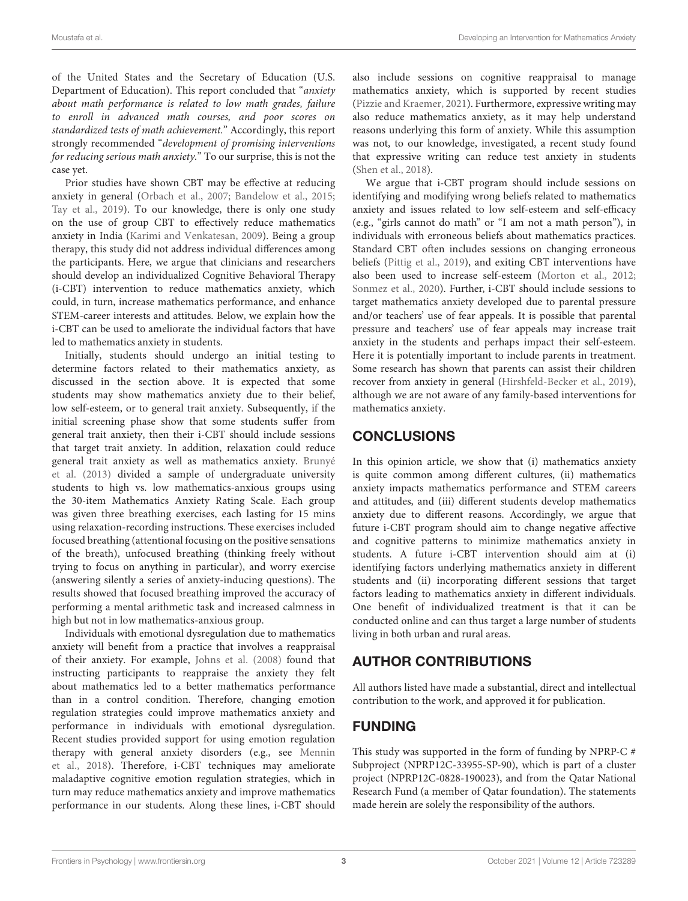of the United States and the Secretary of Education (U.S. Department of Education). This report concluded that "*anxiety about math performance is related to low math grades, failure to enroll in advanced math courses, and poor scores on standardized tests of math achievement.*" Accordingly, this report strongly recommended "*development of promising interventions for reducing serious math anxiety.*" To our surprise, this is not the case yet.

Prior studies have shown CBT may be effective at reducing anxiety in general (Orbach et al., 2007; Bandelow et al., 2015; Tay et al., 2019). To our knowledge, there is only one study on the use of group CBT to effectively reduce mathematics anxiety in India (Karimi and Venkatesan, 2009). Being a group therapy, this study did not address individual differences among the participants. Here, we argue that clinicians and researchers should develop an individualized Cognitive Behavioral Therapy (i-CBT) intervention to reduce mathematics anxiety, which could, in turn, increase mathematics performance, and enhance STEM-career interests and attitudes. Below, we explain how the i-CBT can be used to ameliorate the individual factors that have led to mathematics anxiety in students.

Initially, students should undergo an initial testing to determine factors related to their mathematics anxiety, as discussed in the section above. It is expected that some students may show mathematics anxiety due to their belief, low self-esteem, or to general trait anxiety. Subsequently, if the initial screening phase show that some students suffer from general trait anxiety, then their i-CBT should include sessions that target trait anxiety. In addition, relaxation could reduce general trait anxiety as well as mathematics anxiety. Brunyé et al. (2013) divided a sample of undergraduate university students to high vs. low mathematics-anxious groups using the 30-item Mathematics Anxiety Rating Scale. Each group was given three breathing exercises, each lasting for 15 mins using relaxation-recording instructions. These exercises included focused breathing (attentional focusing on the positive sensations of the breath), unfocused breathing (thinking freely without trying to focus on anything in particular), and worry exercise (answering silently a series of anxiety-inducing questions). The results showed that focused breathing improved the accuracy of performing a mental arithmetic task and increased calmness in high but not in low mathematics-anxious group.

Individuals with emotional dysregulation due to mathematics anxiety will benefit from a practice that involves a reappraisal of their anxiety. For example, Johns et al. (2008) found that instructing participants to reappraise the anxiety they felt about mathematics led to a better mathematics performance than in a control condition. Therefore, changing emotion regulation strategies could improve mathematics anxiety and performance in individuals with emotional dysregulation. Recent studies provided support for using emotion regulation therapy with general anxiety disorders (e.g., see Mennin et al., 2018). Therefore, i-CBT techniques may ameliorate maladaptive cognitive emotion regulation strategies, which in turn may reduce mathematics anxiety and improve mathematics performance in our students. Along these lines, i-CBT should also include sessions on cognitive reappraisal to manage mathematics anxiety, which is supported by recent studies (Pizzie and Kraemer, 2021). Furthermore, expressive writing may also reduce mathematics anxiety, as it may help understand reasons underlying this form of anxiety. While this assumption was not, to our knowledge, investigated, a recent study found that expressive writing can reduce test anxiety in students (Shen et al., 2018).

We argue that i-CBT program should include sessions on identifying and modifying wrong beliefs related to mathematics anxiety and issues related to low self-esteem and self-efficacy (e.g., "girls cannot do math" or "I am not a math person"), in individuals with erroneous beliefs about mathematics practices. Standard CBT often includes sessions on changing erroneous beliefs (Pittig et al., 2019), and exiting CBT interventions have also been used to increase self-esteem (Morton et al., 2012; Sonmez et al., 2020). Further, i-CBT should include sessions to target mathematics anxiety developed due to parental pressure and/or teachers' use of fear appeals. It is possible that parental pressure and teachers' use of fear appeals may increase trait anxiety in the students and perhaps impact their self-esteem. Here it is potentially important to include parents in treatment. Some research has shown that parents can assist their children recover from anxiety in general (Hirshfeld-Becker et al., 2019), although we are not aware of any family-based interventions for mathematics anxiety.

## CONCLUSIONS

In this opinion article, we show that (i) mathematics anxiety is quite common among different cultures, (ii) mathematics anxiety impacts mathematics performance and STEM careers and attitudes, and (iii) different students develop mathematics anxiety due to different reasons. Accordingly, we argue that future i-CBT program should aim to change negative affective and cognitive patterns to minimize mathematics anxiety in students. A future i-CBT intervention should aim at (i) identifying factors underlying mathematics anxiety in different students and (ii) incorporating different sessions that target factors leading to mathematics anxiety in different individuals. One benefit of individualized treatment is that it can be conducted online and can thus target a large number of students living in both urban and rural areas.

## AUTHOR CONTRIBUTIONS

All authors listed have made a substantial, direct and intellectual contribution to the work, and approved it for publication.

## FUNDING

This study was supported in the form of funding by NPRP-C # Subproject (NPRP12C-33955-SP-90), which is part of a cluster project (NPRP12C-0828-190023), and from the Qatar National Research Fund (a member of Qatar foundation). The statements made herein are solely the responsibility of the authors.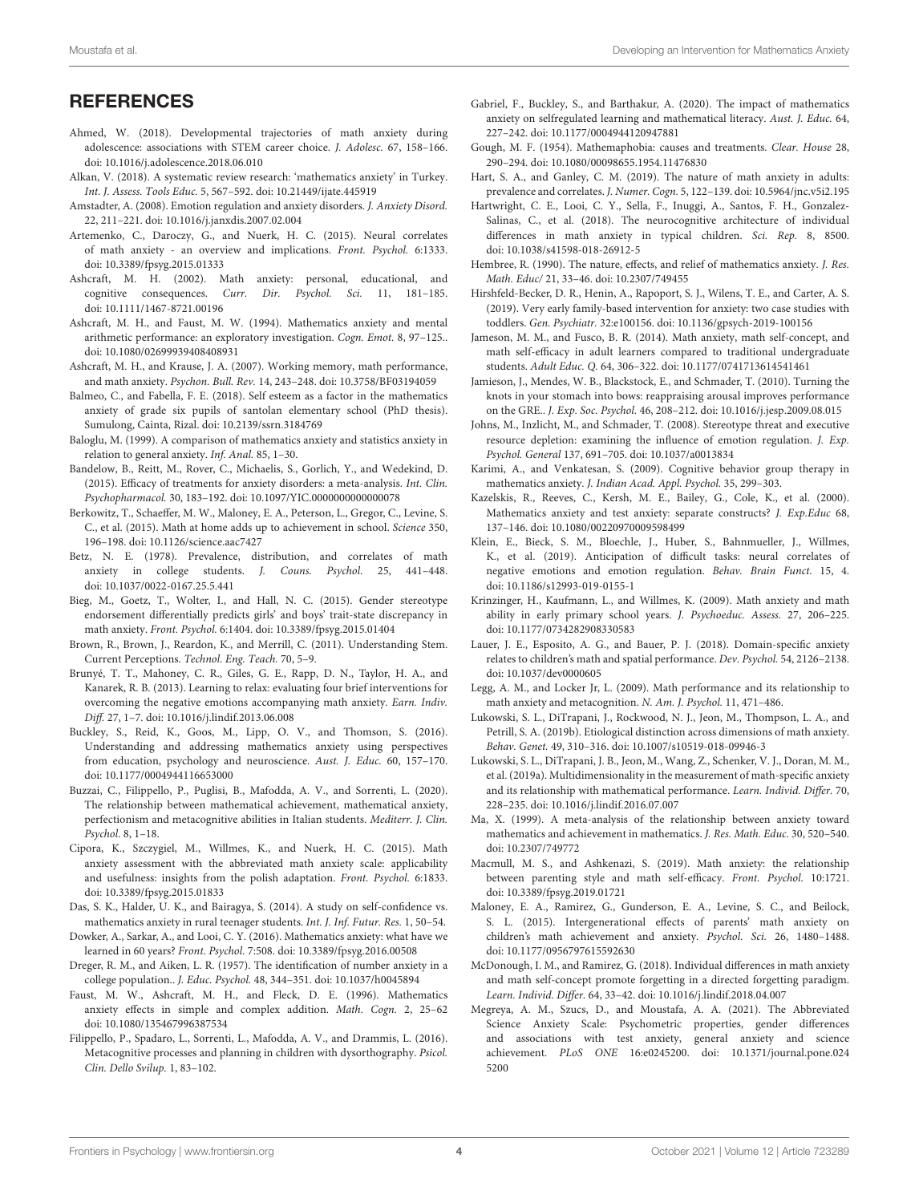## REFERENCES

Ahmed, W. (2018). Developmental trajectories of math anxiety during adolescence: associations with STEM career choice. *J. Adolesc.* 67, 158–166. doi: 10.1016/j.adolescence.2018.06.010

Alkan, V. (2018). A systematic review research: 'mathematics anxiety' in Turkey. *Int. J. Assess. Tools Educ.* 5, 567–592. doi: 10.21449/ijate.445919

Amstadter, A. (2008). Emotion regulation and anxiety disorders. *J. Anxiety Disord.* 22, 211–221. doi: 10.1016/j.janxdis.2007.02.004

Artemenko, C., Daroczy, G., and Nuerk, H. C. (2015). Neural correlates of math anxiety - an overview and implications. *Front. Psychol.* 6:1333. doi: 10.3389/fpsyg.2015.01333

Ashcraft, M. H. (2002). Math anxiety: personal, educational, and cognitive consequences. *Curr. Dir. Psychol. Sci.* 11, 181–185. doi: 10.1111/1467-8721.00196

Ashcraft, M. H., and Faust, M. W. (1994). Mathematics anxiety and mental arithmetic performance: an exploratory investigation. *Cogn. Emot.* 8, 97–125.. doi: 10.1080/02699939408408931

Ashcraft, M. H., and Krause, J. A. (2007). Working memory, math performance, and math anxiety. *Psychon. Bull. Rev.* 14, 243–248. doi: 10.3758/BF03194059

Balmeo, C., and Fabella, F. E. (2018). Self esteem as a factor in the mathematics anxiety of grade six pupils of santolan elementary school (PhD thesis). Sumulong, Cainta, Rizal. doi: 10.2139/ssrn.3184769

Baloglu, M. (1999). A comparison of mathematics anxiety and statistics anxiety in relation to general anxiety. *Inf. Anal.* 85, 1–30.

Bandelow, B., Reitt, M., Rover, C., Michaelis, S., Gorlich, Y., and Wedekind, D. (2015). Efficacy of treatments for anxiety disorders: a meta-analysis. *Int. Clin. Psychopharmacol.* 30, 183–192. doi: 10.1097/YIC.0000000000000078

Berkowitz, T., Schaeffer, M. W., Maloney, E. A., Peterson, L., Gregor, C., Levine, S. C., et al. (2015). Math at home adds up to achievement in school. *Science* 350, 196–198. doi: 10.1126/science.aac7427

Betz, N. E. (1978). Prevalence, distribution, and correlates of math anxiety in college students. *J. Couns. Psychol.* 25, 441–448. doi: 10.1037/0022-0167.25.5.441

Bieg, M., Goetz, T., Wolter, I., and Hall, N. C. (2015). Gender stereotype endorsement differentially predicts girls' and boys' trait-state discrepancy in math anxiety. *Front. Psychol.* 6:1404. doi: 10.3389/fpsyg.2015.01404

Brown, R., Brown, J., Reardon, K., and Merrill, C. (2011). Understanding Stem. Current Perceptions. *Technol. Eng. Teach.* 70, 5–9.

Brunyé, T. T., Mahoney, C. R., Giles, G. E., Rapp, D. N., Taylor, H. A., and Kanarek, R. B. (2013). Learning to relax: evaluating four brief interventions for overcoming the negative emotions accompanying math anxiety. *Earn. Indiv. Diff.* 27, 1–7. doi: 10.1016/j.lindif.2013.06.008

Buckley, S., Reid, K., Goos, M., Lipp, O. V., and Thomson, S. (2016). Understanding and addressing mathematics anxiety using perspectives from education, psychology and neuroscience. *Aust. J. Educ.* 60, 157–170. doi: 10.1177/0004944116653000

Buzzai, C., Filippello, P., Puglisi, B., Mafodda, A. V., and Sorrenti, L. (2020). The relationship between mathematical achievement, mathematical anxiety, perfectionism and metacognitive abilities in Italian students. *Mediterr. J. Clin. Psychol.* 8, 1–18.

Cipora, K., Szczygiel, M., Willmes, K., and Nuerk, H. C. (2015). Math anxiety assessment with the abbreviated math anxiety scale: applicability and usefulness: insights from the polish adaptation. *Front. Psychol.* 6:1833. doi: 10.3389/fpsyg.2015.01833

Das, S. K., Halder, U. K., and Bairagya, S. (2014). A study on self-confidence vs. mathematics anxiety in rural teenager students. *Int. J. Inf. Futur. Res.* 1, 50–54.

Dowker, A., Sarkar, A., and Looi, C. Y. (2016). Mathematics anxiety: what have we learned in 60 years? *Front. Psychol.* 7:508. doi: 10.3389/fpsyg.2016.00508

Dreger, R. M., and Aiken, L. R. (1957). The identification of number anxiety in a college population.. *J. Educ. Psychol.* 48, 344–351. doi: 10.1037/h0045894

Faust, M. W., Ashcraft, M. H., and Fleck, D. E. (1996). Mathematics anxiety effects in simple and complex addition. *Math. Cogn.* 2, 25–62 doi: 10.1080/135467996387534

Filippello, P., Spadaro, L., Sorrenti, L., Mafodda, A. V., and Drammis, L. (2016). Metacognitive processes and planning in children with dysorthography. *Psicol. Clin. Dello Svilup.* 1, 83–102.

Gabriel, F., Buckley, S., and Barthakur, A. (2020). The impact of mathematics anxiety on selfregulated learning and mathematical literacy. *Aust. J. Educ.* 64, 227–242. doi: 10.1177/0004944120947881

Gough, M. F. (1954). Mathemaphobia: causes and treatments. *Clear. House* 28, 290–294. doi: 10.1080/00098655.1954.11476830

Hart, S. A., and Ganley, C. M. (2019). The nature of math anxiety in adults: prevalence and correlates. *J. Numer. Cogn.* 5, 122–139. doi: 10.5964/jnc.v5i2.195

Hartwright, C. E., Looi, C. Y., Sella, F., Inuggi, A., Santos, F. H., Gonzalez-Salinas, C., et al. (2018). The neurocognitive architecture of individual differences in math anxiety in typical children. *Sci. Rep.* 8, 8500. doi: 10.1038/s41598-018-26912-5

Hembree, R. (1990). The nature, effects, and relief of mathematics anxiety. *J. Res. Math. Educ/* 21, 33–46. doi: 10.2307/749455

Hirshfeld-Becker, D. R., Henin, A., Rapoport, S. J., Wilens, T. E., and Carter, A. S. (2019). Very early family-based intervention for anxiety: two case studies with toddlers. *Gen. Psychiatr.* 32:e100156. doi: 10.1136/gpsych-2019-100156

Jameson, M. M., and Fusco, B. R. (2014). Math anxiety, math self-concept, and math self-efficacy in adult learners compared to traditional undergraduate students. *Adult Educ. Q.* 64, 306–322. doi: 10.1177/0741713614541461

Jamieson, J., Mendes, W. B., Blackstock, E., and Schmader, T. (2010). Turning the knots in your stomach into bows: reappraising arousal improves performance on the GRE.. *J. Exp. Soc. Psychol.* 46, 208–212. doi: 10.1016/j.jesp.2009.08.015

Johns, M., Inzlicht, M., and Schmader, T. (2008). Stereotype threat and executive resource depletion: examining the influence of emotion regulation. *J. Exp. Psychol. General* 137, 691–705. doi: 10.1037/a0013834

Karimi, A., and Venkatesan, S. (2009). Cognitive behavior group therapy in mathematics anxiety. *J. Indian Acad. Appl. Psychol.* 35, 299–303.

Kazelskis, R., Reeves, C., Kersh, M. E., Bailey, G., Cole, K., et al. (2000). Mathematics anxiety and test anxiety: separate constructs? *J. Exp.Educ* 68, 137–146. doi: 10.1080/00220970009598499

Klein, E., Bieck, S. M., Bloechle, J., Huber, S., Bahnmueller, J., Willmes, K., et al. (2019). Anticipation of difficult tasks: neural correlates of negative emotions and emotion regulation. *Behav. Brain Funct.* 15, 4. doi: 10.1186/s12993-019-0155-1

Krinzinger, H., Kaufmann, L., and Willmes, K. (2009). Math anxiety and math ability in early primary school years. *J. Psychoeduc. Assess.* 27, 206–225. doi: 10.1177/0734282908330583

Lauer, J. E., Esposito, A. G., and Bauer, P. J. (2018). Domain-specific anxiety relates to children's math and spatial performance. *Dev. Psychol.* 54, 2126–2138. doi: 10.1037/dev0000605

Legg, A. M., and Locker Jr, L. (2009). Math performance and its relationship to math anxiety and metacognition. *N. Am. J. Psychol.* 11, 471–486.

Lukowski, S. L., DiTrapani, J., Rockwood, N. J., Jeon, M., Thompson, L. A., and Petrill, S. A. (2019b). Etiological distinction across dimensions of math anxiety. *Behav. Genet.* 49, 310–316. doi: 10.1007/s10519-018-09946-3

Lukowski, S. L., DiTrapani, J. B., Jeon, M., Wang, Z., Schenker, V. J., Doran, M. M., et al. (2019a). Multidimensionality in the measurement of math-specific anxiety and its relationship with mathematical performance. *Learn. Individ. Differ.* 70, 228–235. doi: 10.1016/j.lindif.2016.07.007

Ma, X. (1999). A meta-analysis of the relationship between anxiety toward mathematics and achievement in mathematics. *J. Res. Math. Educ.* 30, 520–540. doi: 10.2307/749772

Macmull, M. S., and Ashkenazi, S. (2019). Math anxiety: the relationship between parenting style and math self-efficacy. *Front. Psychol.* 10:1721. doi: 10.3389/fpsyg.2019.01721

Maloney, E. A., Ramirez, G., Gunderson, E. A., Levine, S. C., and Beilock, S. L. (2015). Intergenerational effects of parents' math anxiety on children's math achievement and anxiety. *Psychol. Sci.* 26, 1480–1488. doi: 10.1177/0956797615592630

McDonough, I. M., and Ramirez, G. (2018). Individual differences in math anxiety and math self-concept promote forgetting in a directed forgetting paradigm. *Learn. Individ. Differ.* 64, 33–42. doi: 10.1016/j.lindif.2018.04.007

Megreya, A. M., Szucs, D., and Moustafa, A. A. (2021). The Abbreviated Science Anxiety Scale: Psychometric properties, gender differences and associations with test anxiety, general anxiety and science achievement. *PLoS ONE* 16:e0245200. doi: 10.1371/journal.pone.0245200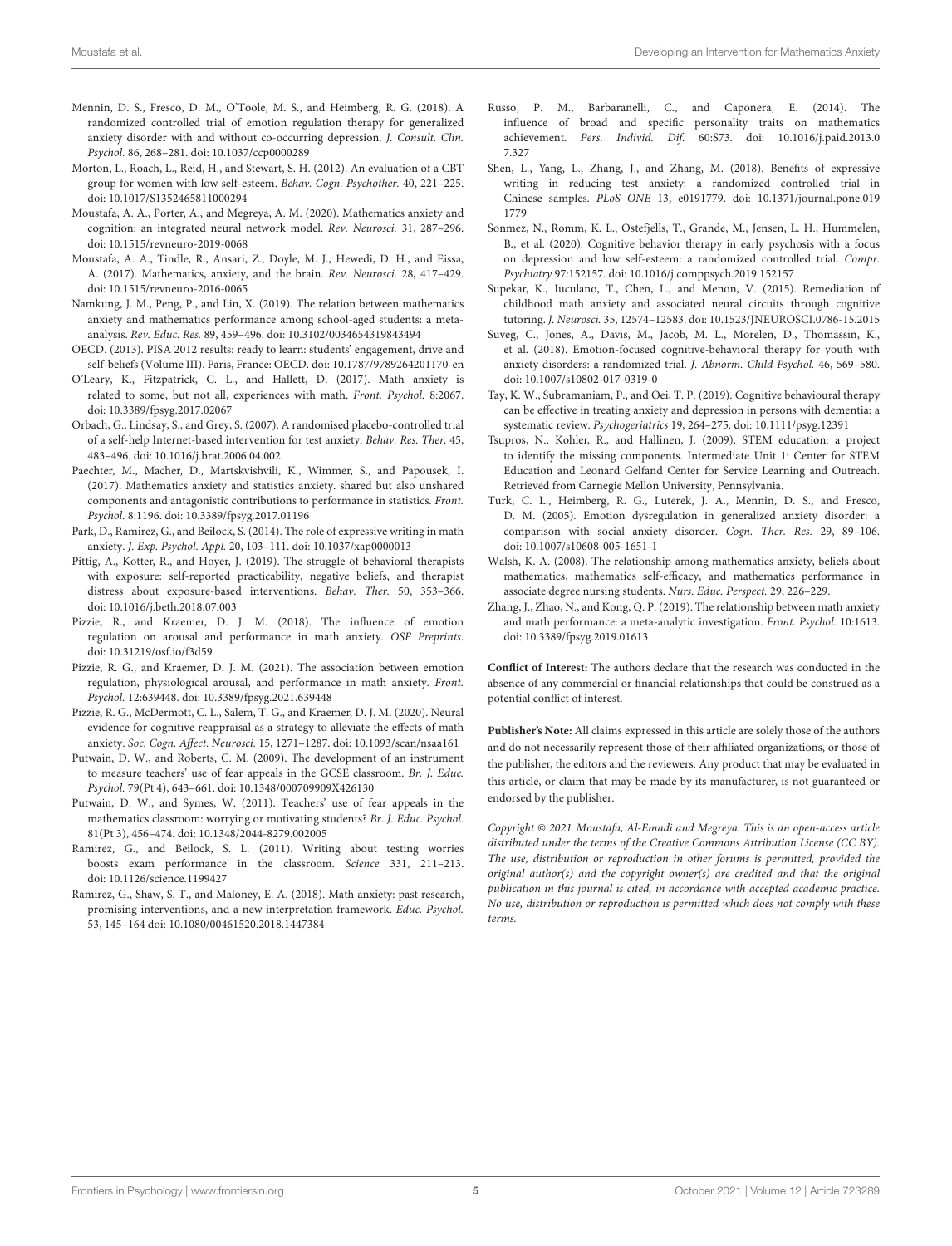Mennin, D. S., Fresco, D. M., O'Toole, M. S., and Heimberg, R. G. (2018). A randomized controlled trial of emotion regulation therapy for generalized anxiety disorder with and without co-occurring depression. *J. Consult. Clin. Psychol.* 86, 268–281. doi: 10.1037/ccp0000289

Morton, L., Roach, L., Reid, H., and Stewart, S. H. (2012). An evaluation of a CBT group for women with low self-esteem. *Behav. Cogn. Psychother.* 40, 221–225. doi: 10.1017/S1352465811000294

Moustafa, A. A., Porter, A., and Megreya, A. M. (2020). Mathematics anxiety and cognition: an integrated neural network model. *Rev. Neurosci.* 31, 287–296. doi: 10.1515/revneuro-2019-0068

Moustafa, A. A., Tindle, R., Ansari, Z., Doyle, M. J., Hewedi, D. H., and Eissa, A. (2017). Mathematics, anxiety, and the brain. *Rev. Neurosci.* 28, 417–429. doi: 10.1515/revneuro-2016-0065

Namkung, J. M., Peng, P., and Lin, X. (2019). The relation between mathematics anxiety and mathematics performance among school-aged students: a meta-analysis. *Rev. Educ. Res.* 89, 459–496. doi: 10.3102/0034654319843494

OECD. (2013). PISA 2012 results: ready to learn: students' engagement, drive and self-beliefs (Volume III). Paris, France: OECD. doi: 10.1787/9789264201170-en

O'Leary, K., Fitzpatrick, C. L., and Hallett, D. (2017). Math anxiety is related to some, but not all, experiences with math. *Front. Psychol.* 8:2067. doi: 10.3389/fpsyg.2017.02067

Orbach, G., Lindsay, S., and Grey, S. (2007). A randomised placebo-controlled trial of a self-help Internet-based intervention for test anxiety. *Behav. Res. Ther.* 45, 483–496. doi: 10.1016/j.brat.2006.04.002

Paechter, M., Macher, D., Martskvishvili, K., Wimmer, S., and Papousek, I. (2017). Mathematics anxiety and statistics anxiety. shared but also unshared components and antagonistic contributions to performance in statistics. *Front. Psychol.* 8:1196. doi: 10.3389/fpsyg.2017.01196

Park, D., Ramirez, G., and Beilock, S. (2014). The role of expressive writing in math anxiety. *J. Exp. Psychol. Appl.* 20, 103–111. doi: 10.1037/xap0000013

Pittig, A., Kotter, R., and Hoyer, J. (2019). The struggle of behavioral therapists with exposure: self-reported practicability, negative beliefs, and therapist distress about exposure-based interventions. *Behav. Ther.* 50, 353–366. doi: 10.1016/j.beth.2018.07.003

Pizzie, R., and Kraemer, D. J. M. (2018). The influence of emotion regulation on arousal and performance in math anxiety. *OSF Preprints*. doi: 10.31219/osf.io/f3d59

Pizzie, R. G., and Kraemer, D. J. M. (2021). The association between emotion regulation, physiological arousal, and performance in math anxiety. *Front. Psychol.* 12:639448. doi: 10.3389/fpsyg.2021.639448

Pizzie, R. G., McDermott, C. L., Salem, T. G., and Kraemer, D. J. M. (2020). Neural evidence for cognitive reappraisal as a strategy to alleviate the effects of math anxiety. *Soc. Cogn. Affect. Neurosci.* 15, 1271–1287. doi: 10.1093/scan/nsaa161

Putwain, D. W., and Roberts, C. M. (2009). The development of an instrument to measure teachers' use of fear appeals in the GCSE classroom. *Br. J. Educ. Psychol.* 79(Pt 4), 643–661. doi: 10.1348/000709909X426130

Putwain, D. W., and Symes, W. (2011). Teachers' use of fear appeals in the mathematics classroom: worrying or motivating students? *Br. J. Educ. Psychol.* 81(Pt 3), 456–474. doi: 10.1348/2044-8279.002005

Ramirez, G., and Beilock, S. L. (2011). Writing about testing worries boosts exam performance in the classroom. *Science* 331, 211–213. doi: 10.1126/science.1199427

Ramirez, G., Shaw, S. T., and Maloney, E. A. (2018). Math anxiety: past research, promising interventions, and a new interpretation framework. *Educ. Psychol.* 53, 145–164 doi: 10.1080/00461520.2018.1447384

Russo, P. M., Barbaranelli, C., and Caponera, E. (2014). The influence of broad and specific personality traits on mathematics achievement. *Pers. Individ. Dif.* 60:S73. doi: 10.1016/j.paid.2013.07.327

Shen, L., Yang, L., Zhang, J., and Zhang, M. (2018). Benefits of expressive writing in reducing test anxiety: a randomized controlled trial in Chinese samples. *PLoS ONE* 13, e0191779. doi: 10.1371/journal.pone.0191779

Sonmez, N., Romm, K. L., Ostefjells, T., Grande, M., Jensen, L. H., Hummelen, B., et al. (2020). Cognitive behavior therapy in early psychosis with a focus on depression and low self-esteem: a randomized controlled trial. *Compr. Psychiatry* 97:152157. doi: 10.1016/j.comppsych.2019.152157

Supekar, K., Iuculano, T., Chen, L., and Menon, V. (2015). Remediation of childhood math anxiety and associated neural circuits through cognitive tutoring. *J. Neurosci.* 35, 12574–12583. doi: 10.1523/JNEUROSCI.0786-15.2015

Suveg, C., Jones, A., Davis, M., Jacob, M. L., Morelen, D., Thomassin, K., et al. (2018). Emotion-focused cognitive-behavioral therapy for youth with anxiety disorders: a randomized trial. *J. Abnorm. Child Psychol.* 46, 569–580. doi: 10.1007/s10802-017-0319-0

Tay, K. W., Subramaniam, P., and Oei, T. P. (2019). Cognitive behavioural therapy can be effective in treating anxiety and depression in persons with dementia: a systematic review. *Psychogeriatrics* 19, 264–275. doi: 10.1111/psyg.12391

Tsupros, N., Kohler, R., and Hallinen, J. (2009). STEM education: a project to identify the missing components. Intermediate Unit 1: Center for STEM Education and Leonard Gelfand Center for Service Learning and Outreach. Retrieved from Carnegie Mellon University, Pennsylvania.

Turk, C. L., Heimberg, R. G., Luterek, J. A., Mennin, D. S., and Fresco, D. M. (2005). Emotion dysregulation in generalized anxiety disorder: a comparison with social anxiety disorder. *Cogn. Ther. Res.* 29, 89–106. doi: 10.1007/s10608-005-1651-1

Walsh, K. A. (2008). The relationship among mathematics anxiety, beliefs about mathematics, mathematics self-efficacy, and mathematics performance in associate degree nursing students. *Nurs. Educ. Perspect.* 29, 226–229.

Zhang, J., Zhao, N., and Kong, Q. P. (2019). The relationship between math anxiety and math performance: a meta-analytic investigation. *Front. Psychol.* 10:1613. doi: 10.3389/fpsyg.2019.01613

**Conflict of Interest:** The authors declare that the research was conducted in the absence of any commercial or financial relationships that could be construed as a potential conflict of interest.

**Publisher's Note:** All claims expressed in this article are solely those of the authors and do not necessarily represent those of their affiliated organizations, or those of the publisher, the editors and the reviewers. Any product that may be evaluated in this article, or claim that may be made by its manufacturer, is not guaranteed or endorsed by the publisher.

*Copyright © 2021 Moustafa, Al-Emadi and Megreya. This is an open-access article distributed under the terms of the Creative Commons Attribution License (CC BY). The use, distribution or reproduction in other forums is permitted, provided the original author(s) and the copyright owner(s) are credited and that the original publication in this journal is cited, in accordance with accepted academic practice. No use, distribution or reproduction is permitted which does not comply with these terms.*